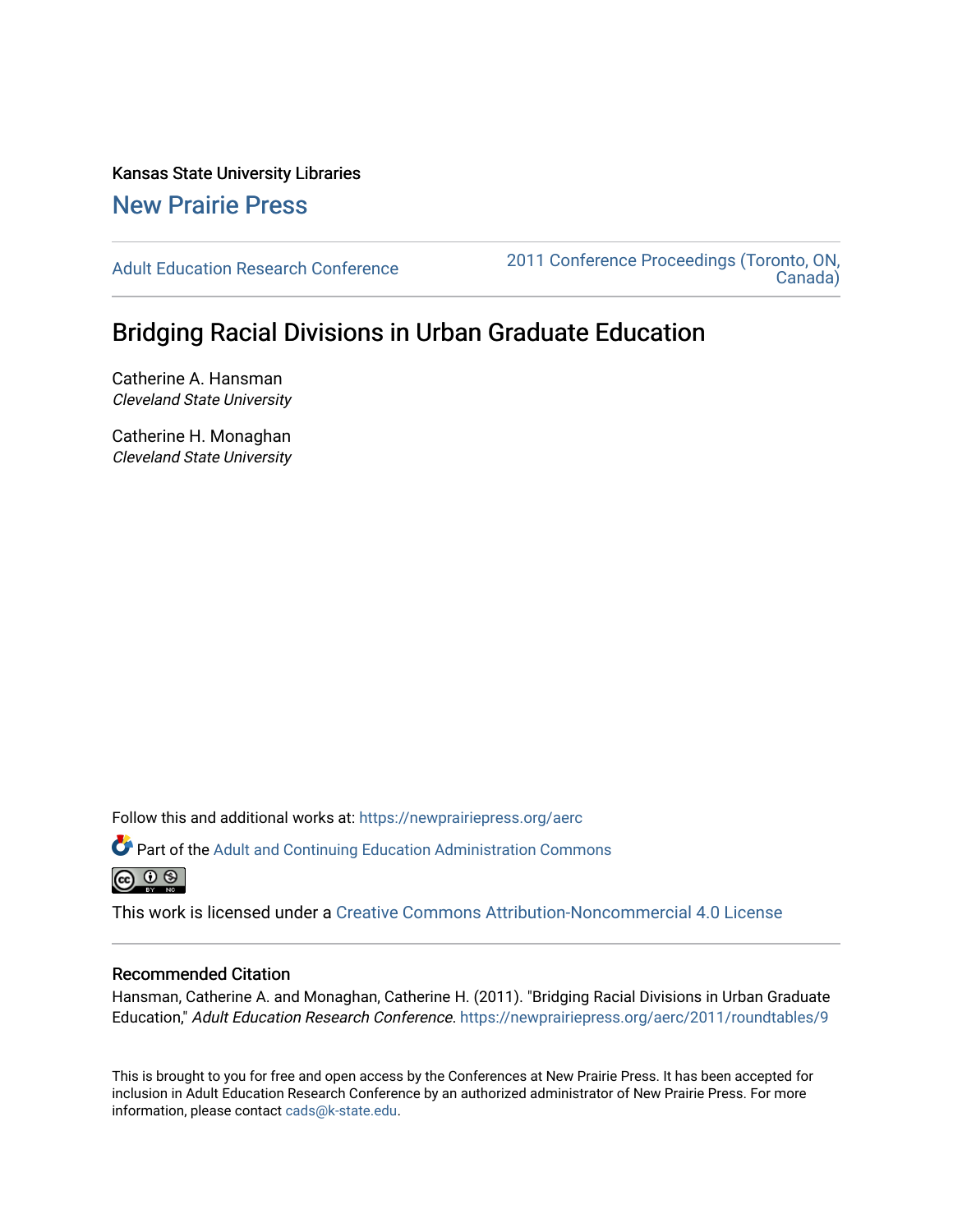Kansas State University Libraries

New Prairie Press

Adult Education Research Conference

2011 Conference Proceedings (Toronto, ON, Canada)

# Bridging Racial Divisions in Urban Graduate Education

Catherine A. Hansman
*Cleveland State University*

Catherine H. Monaghan
*Cleveland State University*

Follow this and additional works at: https://newprairiepress.org/aerc

Part of the Adult and Continuing Education Administration Commons

This work is licensed under a Creative Commons Attribution-Noncommercial 4.0 License

## Recommended Citation

Hansman, Catherine A. and Monaghan, Catherine H. (2011). "Bridging Racial Divisions in Urban Graduate Education," *Adult Education Research Conference*. https://newprairiepress.org/aerc/2011/roundtables/9

This is brought to you for free and open access by the Conferences at New Prairie Press. It has been accepted for inclusion in Adult Education Research Conference by an authorized administrator of New Prairie Press. For more information, please contact cads@k-state.edu.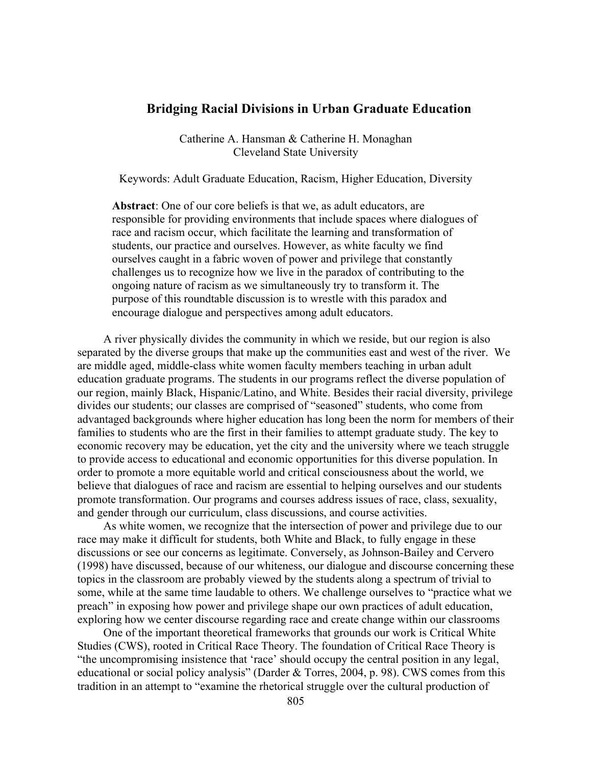# Bridging Racial Divisions in Urban Graduate Education

Catherine A. Hansman & Catherine H. Monaghan
Cleveland State University

Keywords: Adult Graduate Education, Racism, Higher Education, Diversity

**Abstract**: One of our core beliefs is that we, as adult educators, are responsible for providing environments that include spaces where dialogues of race and racism occur, which facilitate the learning and transformation of students, our practice and ourselves. However, as white faculty we find ourselves caught in a fabric woven of power and privilege that constantly challenges us to recognize how we live in the paradox of contributing to the ongoing nature of racism as we simultaneously try to transform it. The purpose of this roundtable discussion is to wrestle with this paradox and encourage dialogue and perspectives among adult educators.

A river physically divides the community in which we reside, but our region is also separated by the diverse groups that make up the communities east and west of the river. We are middle aged, middle-class white women faculty members teaching in urban adult education graduate programs. The students in our programs reflect the diverse population of our region, mainly Black, Hispanic/Latino, and White. Besides their racial diversity, privilege divides our students; our classes are comprised of "seasoned" students, who come from advantaged backgrounds where higher education has long been the norm for members of their families to students who are the first in their families to attempt graduate study. The key to economic recovery may be education, yet the city and the university where we teach struggle to provide access to educational and economic opportunities for this diverse population. In order to promote a more equitable world and critical consciousness about the world, we believe that dialogues of race and racism are essential to helping ourselves and our students promote transformation. Our programs and courses address issues of race, class, sexuality, and gender through our curriculum, class discussions, and course activities.

As white women, we recognize that the intersection of power and privilege due to our race may make it difficult for students, both White and Black, to fully engage in these discussions or see our concerns as legitimate. Conversely, as Johnson-Bailey and Cervero (1998) have discussed, because of our whiteness, our dialogue and discourse concerning these topics in the classroom are probably viewed by the students along a spectrum of trivial to some, while at the same time laudable to others. We challenge ourselves to "practice what we preach" in exposing how power and privilege shape our own practices of adult education, exploring how we center discourse regarding race and create change within our classrooms

One of the important theoretical frameworks that grounds our work is Critical White Studies (CWS), rooted in Critical Race Theory. The foundation of Critical Race Theory is "the uncompromising insistence that 'race' should occupy the central position in any legal, educational or social policy analysis" (Darder & Torres, 2004, p. 98). CWS comes from this tradition in an attempt to "examine the rhetorical struggle over the cultural production of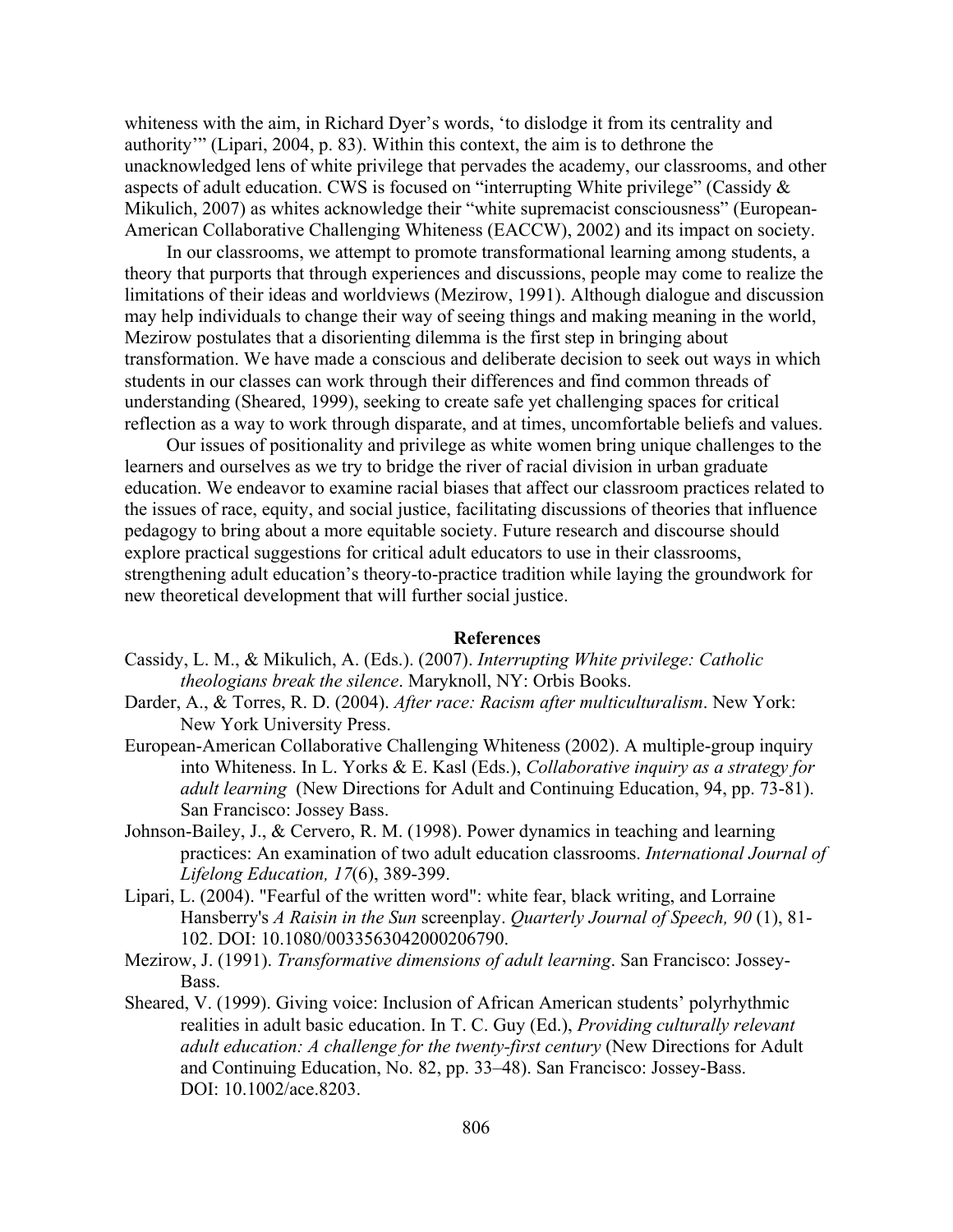whiteness with the aim, in Richard Dyer's words, 'to dislodge it from its centrality and authority'" (Lipari, 2004, p. 83). Within this context, the aim is to dethrone the unacknowledged lens of white privilege that pervades the academy, our classrooms, and other aspects of adult education. CWS is focused on "interrupting White privilege" (Cassidy & Mikulich, 2007) as whites acknowledge their "white supremacist consciousness" (European-American Collaborative Challenging Whiteness (EACCW), 2002) and its impact on society.

In our classrooms, we attempt to promote transformational learning among students, a theory that purports that through experiences and discussions, people may come to realize the limitations of their ideas and worldviews (Mezirow, 1991). Although dialogue and discussion may help individuals to change their way of seeing things and making meaning in the world, Mezirow postulates that a disorienting dilemma is the first step in bringing about transformation. We have made a conscious and deliberate decision to seek out ways in which students in our classes can work through their differences and find common threads of understanding (Sheared, 1999), seeking to create safe yet challenging spaces for critical reflection as a way to work through disparate, and at times, uncomfortable beliefs and values.

Our issues of positionality and privilege as white women bring unique challenges to the learners and ourselves as we try to bridge the river of racial division in urban graduate education. We endeavor to examine racial biases that affect our classroom practices related to the issues of race, equity, and social justice, facilitating discussions of theories that influence pedagogy to bring about a more equitable society. Future research and discourse should explore practical suggestions for critical adult educators to use in their classrooms, strengthening adult education's theory-to-practice tradition while laying the groundwork for new theoretical development that will further social justice.

## References

Cassidy, L. M., & Mikulich, A. (Eds.). (2007). *Interrupting White privilege: Catholic theologians break the silence*. Maryknoll, NY: Orbis Books.

Darder, A., & Torres, R. D. (2004). *After race: Racism after multiculturalism*. New York: New York University Press.

European-American Collaborative Challenging Whiteness (2002). A multiple-group inquiry into Whiteness. In L. Yorks & E. Kasl (Eds.), *Collaborative inquiry as a strategy for adult learning* (New Directions for Adult and Continuing Education, 94, pp. 73-81). San Francisco: Jossey Bass.

Johnson-Bailey, J., & Cervero, R. M. (1998). Power dynamics in teaching and learning practices: An examination of two adult education classrooms. *International Journal of Lifelong Education, 17*(6), 389-399.

Lipari, L. (2004). "Fearful of the written word": white fear, black writing, and Lorraine Hansberry's *A Raisin in the Sun* screenplay. *Quarterly Journal of Speech, 90* (1), 81-102. DOI: 10.1080/0033563042000206790.

Mezirow, J. (1991). *Transformative dimensions of adult learning*. San Francisco: Jossey-Bass.

Sheared, V. (1999). Giving voice: Inclusion of African American students' polyrhythmic realities in adult basic education. In T. C. Guy (Ed.), *Providing culturally relevant adult education: A challenge for the twenty-first century* (New Directions for Adult and Continuing Education, No. 82, pp. 33–48). San Francisco: Jossey-Bass. DOI: 10.1002/ace.8203.